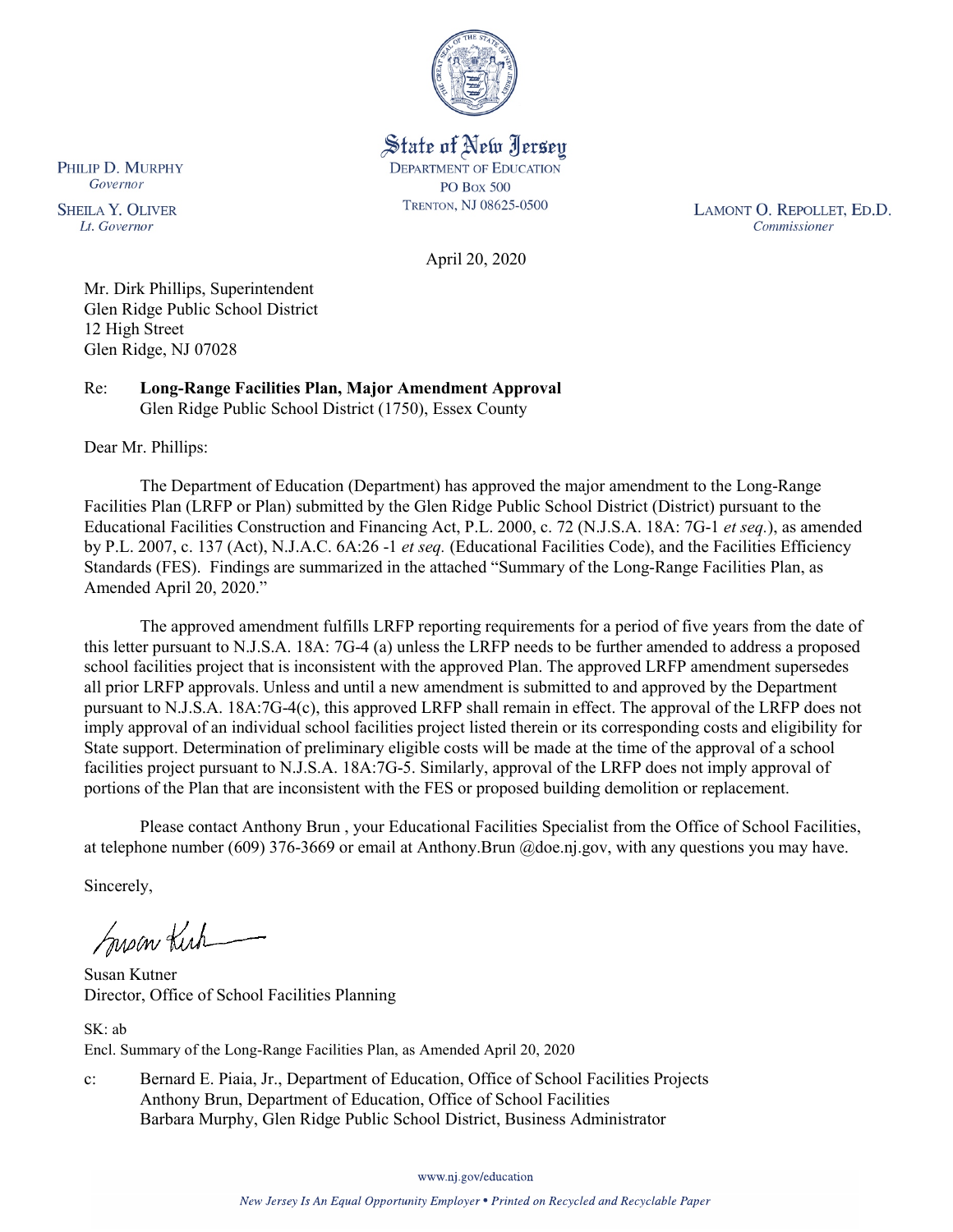State of New Jersey
DEPARTMENT OF EDUCATION
PO Box 500
TRENTON, NJ 08625-0500

PHILIP D. MURPHY
*Governor*

SHEILA Y. OLIVER
*Lt. Governor*

LAMONT O. REPOLLET, ED.D.
*Commissioner*

April 20, 2020

Mr. Dirk Phillips, Superintendent
Glen Ridge Public School District
12 High Street
Glen Ridge, NJ 07028

Re: **Long-Range Facilities Plan, Major Amendment Approval**
Glen Ridge Public School District (1750), Essex County

Dear Mr. Phillips:

The Department of Education (Department) has approved the major amendment to the Long-Range Facilities Plan (LRFP or Plan) submitted by the Glen Ridge Public School District (District) pursuant to the Educational Facilities Construction and Financing Act, P.L. 2000, c. 72 (N.J.S.A. 18A: 7G-1 *et seq.*), as amended by P.L. 2007, c. 137 (Act), N.J.A.C. 6A:26 -1 *et seq.* (Educational Facilities Code), and the Facilities Efficiency Standards (FES). Findings are summarized in the attached "Summary of the Long-Range Facilities Plan, as Amended April 20, 2020."

The approved amendment fulfills LRFP reporting requirements for a period of five years from the date of this letter pursuant to N.J.S.A. 18A: 7G-4 (a) unless the LRFP needs to be further amended to address a proposed school facilities project that is inconsistent with the approved Plan. The approved LRFP amendment supersedes all prior LRFP approvals. Unless and until a new amendment is submitted to and approved by the Department pursuant to N.J.S.A. 18A:7G-4(c), this approved LRFP shall remain in effect. The approval of the LRFP does not imply approval of an individual school facilities project listed therein or its corresponding costs and eligibility for State support. Determination of preliminary eligible costs will be made at the time of the approval of a school facilities project pursuant to N.J.S.A. 18A:7G-5. Similarly, approval of the LRFP does not imply approval of portions of the Plan that are inconsistent with the FES or proposed building demolition or replacement.

Please contact Anthony Brun , your Educational Facilities Specialist from the Office of School Facilities, at telephone number (609) 376-3669 or email at Anthony.Brun @doe.nj.gov, with any questions you may have.

Sincerely,

Susan Kutner
Director, Office of School Facilities Planning

SK: ab
Encl. Summary of the Long-Range Facilities Plan, as Amended April 20, 2020

c: Bernard E. Piaia, Jr., Department of Education, Office of School Facilities Projects
Anthony Brun, Department of Education, Office of School Facilities
Barbara Murphy, Glen Ridge Public School District, Business Administrator

www.nj.gov/education

*New Jersey Is An Equal Opportunity Employer • Printed on Recycled and Recyclable Paper*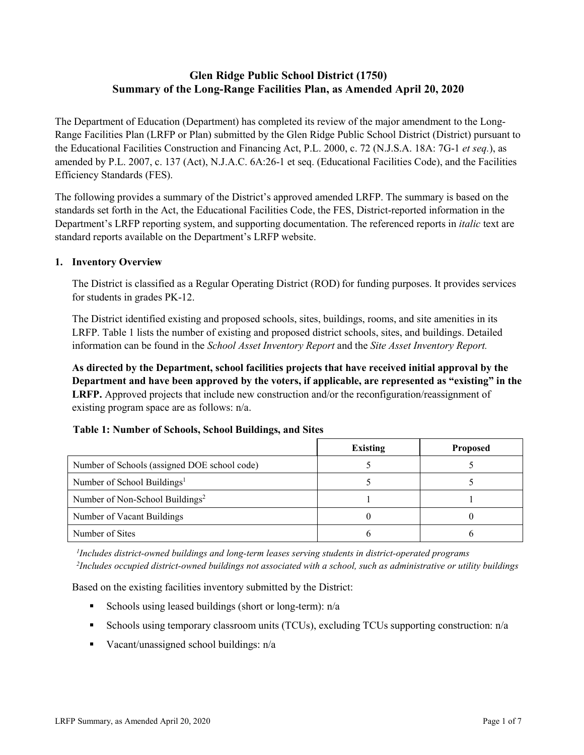# Glen Ridge Public School District (1750)
# Summary of the Long-Range Facilities Plan, as Amended April 20, 2020

The Department of Education (Department) has completed its review of the major amendment to the Long-Range Facilities Plan (LRFP or Plan) submitted by the Glen Ridge Public School District (District) pursuant to the Educational Facilities Construction and Financing Act, P.L. 2000, c. 72 (N.J.S.A. 18A: 7G-1 *et seq.*), as amended by P.L. 2007, c. 137 (Act), N.J.A.C. 6A:26-1 et seq. (Educational Facilities Code), and the Facilities Efficiency Standards (FES).

The following provides a summary of the District's approved amended LRFP. The summary is based on the standards set forth in the Act, the Educational Facilities Code, the FES, District-reported information in the Department's LRFP reporting system, and supporting documentation. The referenced reports in *italic* text are standard reports available on the Department's LRFP website.

## 1. Inventory Overview

The District is classified as a Regular Operating District (ROD) for funding purposes. It provides services for students in grades PK-12.

The District identified existing and proposed schools, sites, buildings, rooms, and site amenities in its LRFP. Table 1 lists the number of existing and proposed district schools, sites, and buildings. Detailed information can be found in the *School Asset Inventory Report* and the *Site Asset Inventory Report.*

**As directed by the Department, school facilities projects that have received initial approval by the Department and have been approved by the voters, if applicable, are represented as "existing" in the LRFP.** Approved projects that include new construction and/or the reconfiguration/reassignment of existing program space are as follows: n/a.

**Table 1: Number of Schools, School Buildings, and Sites**

| | Existing | Proposed |
|---|---|---|
| Number of Schools (assigned DOE school code) | 5 | 5 |
| Number of School Buildings[1] | 5 | 5 |
| Number of Non-School Buildings[2] | 1 | 1 |
| Number of Vacant Buildings | 0 | 0 |
| Number of Sites | 6 | 6 |

*[1]Includes district-owned buildings and long-term leases serving students in district-operated programs*
*[2]Includes occupied district-owned buildings not associated with a school, such as administrative or utility buildings*

Based on the existing facilities inventory submitted by the District:

- Schools using leased buildings (short or long-term): n/a
- Schools using temporary classroom units (TCUs), excluding TCUs supporting construction: n/a
- Vacant/unassigned school buildings: n/a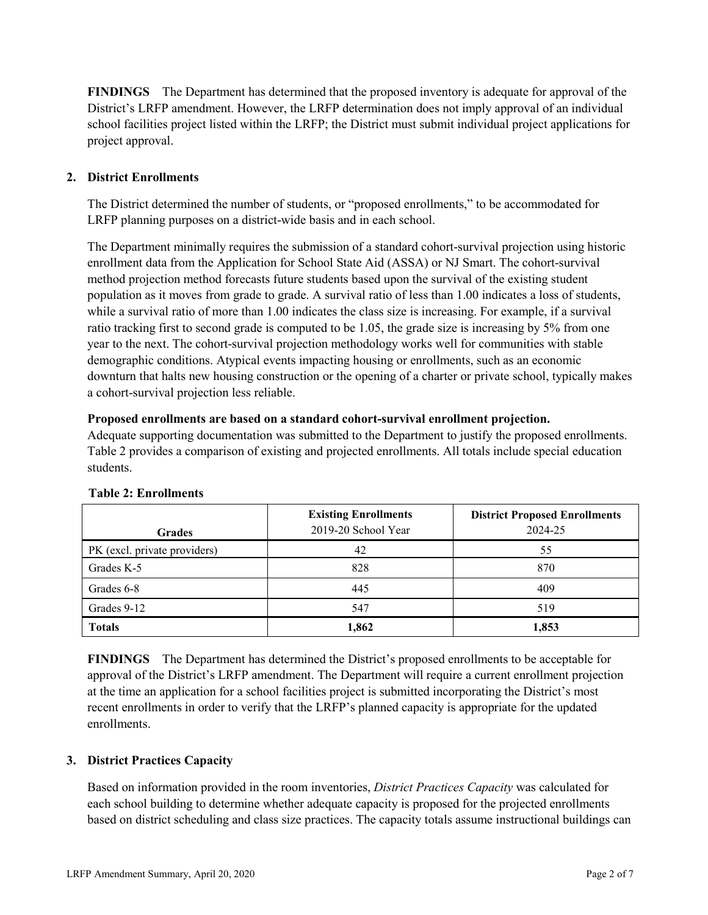**FINDINGS** The Department has determined that the proposed inventory is adequate for approval of the District's LRFP amendment. However, the LRFP determination does not imply approval of an individual school facilities project listed within the LRFP; the District must submit individual project applications for project approval.

## 2. District Enrollments

The District determined the number of students, or "proposed enrollments," to be accommodated for LRFP planning purposes on a district-wide basis and in each school.

The Department minimally requires the submission of a standard cohort-survival projection using historic enrollment data from the Application for School State Aid (ASSA) or NJ Smart. The cohort-survival method projection method forecasts future students based upon the survival of the existing student population as it moves from grade to grade. A survival ratio of less than 1.00 indicates a loss of students, while a survival ratio of more than 1.00 indicates the class size is increasing. For example, if a survival ratio tracking first to second grade is computed to be 1.05, the grade size is increasing by 5% from one year to the next. The cohort-survival projection methodology works well for communities with stable demographic conditions. Atypical events impacting housing or enrollments, such as an economic downturn that halts new housing construction or the opening of a charter or private school, typically makes a cohort-survival projection less reliable.

**Proposed enrollments are based on a standard cohort-survival enrollment projection.**

Adequate supporting documentation was submitted to the Department to justify the proposed enrollments. Table 2 provides a comparison of existing and projected enrollments. All totals include special education students.

**Table 2: Enrollments**

| Grades | Existing Enrollments 2019-20 School Year | District Proposed Enrollments 2024-25 |
|---|---|---|
| PK (excl. private providers) | 42 | 55 |
| Grades K-5 | 828 | 870 |
| Grades 6-8 | 445 | 409 |
| Grades 9-12 | 547 | 519 |
| **Totals** | **1,862** | **1,853** |

**FINDINGS** The Department has determined the District's proposed enrollments to be acceptable for approval of the District's LRFP amendment. The Department will require a current enrollment projection at the time an application for a school facilities project is submitted incorporating the District's most recent enrollments in order to verify that the LRFP's planned capacity is appropriate for the updated enrollments.

## 3. District Practices Capacity

Based on information provided in the room inventories, *District Practices Capacity* was calculated for each school building to determine whether adequate capacity is proposed for the projected enrollments based on district scheduling and class size practices. The capacity totals assume instructional buildings can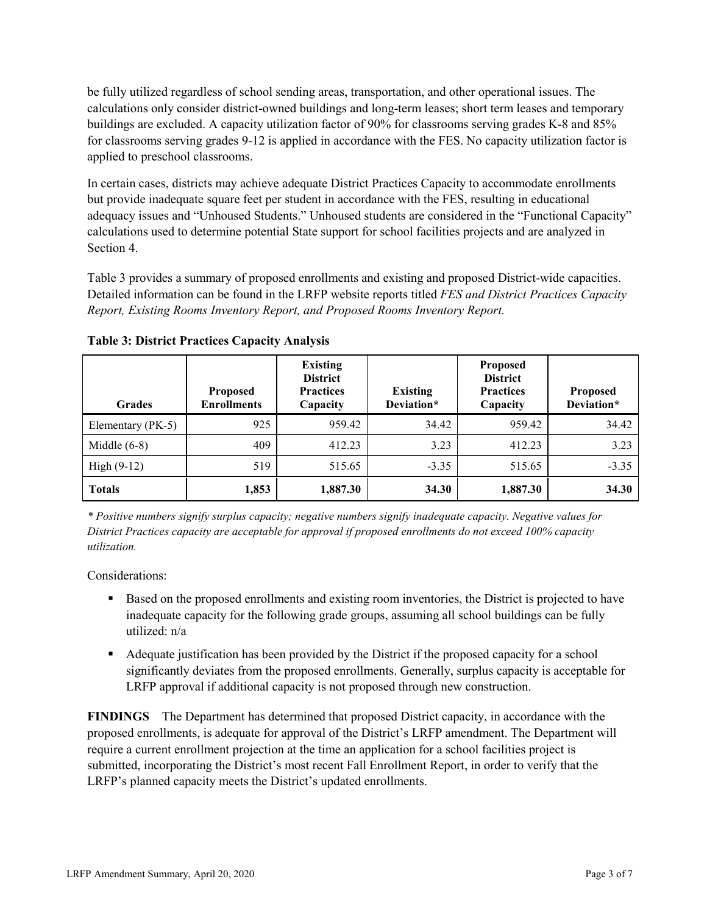be fully utilized regardless of school sending areas, transportation, and other operational issues. The calculations only consider district-owned buildings and long-term leases; short term leases and temporary buildings are excluded. A capacity utilization factor of 90% for classrooms serving grades K-8 and 85% for classrooms serving grades 9-12 is applied in accordance with the FES. No capacity utilization factor is applied to preschool classrooms.

In certain cases, districts may achieve adequate District Practices Capacity to accommodate enrollments but provide inadequate square feet per student in accordance with the FES, resulting in educational adequacy issues and "Unhoused Students." Unhoused students are considered in the "Functional Capacity" calculations used to determine potential State support for school facilities projects and are analyzed in Section 4.

Table 3 provides a summary of proposed enrollments and existing and proposed District-wide capacities. Detailed information can be found in the LRFP website reports titled *FES and District Practices Capacity Report, Existing Rooms Inventory Report, and Proposed Rooms Inventory Report.*

**Table 3: District Practices Capacity Analysis**

| Grades | Proposed Enrollments | Existing District Practices Capacity | Existing Deviation* | Proposed District Practices Capacity | Proposed Deviation* |
|---|---|---|---|---|---|
| Elementary (PK-5) | 925 | 959.42 | 34.42 | 959.42 | 34.42 |
| Middle (6-8) | 409 | 412.23 | 3.23 | 412.23 | 3.23 |
| High (9-12) | 519 | 515.65 | -3.35 | 515.65 | -3.35 |
| **Totals** | **1,853** | **1,887.30** | **34.30** | **1,887.30** | **34.30** |

*\* Positive numbers signify surplus capacity; negative numbers signify inadequate capacity. Negative values for District Practices capacity are acceptable for approval if proposed enrollments do not exceed 100% capacity utilization.*

Considerations:

- Based on the proposed enrollments and existing room inventories, the District is projected to have inadequate capacity for the following grade groups, assuming all school buildings can be fully utilized: n/a
- Adequate justification has been provided by the District if the proposed capacity for a school significantly deviates from the proposed enrollments. Generally, surplus capacity is acceptable for LRFP approval if additional capacity is not proposed through new construction.

**FINDINGS** The Department has determined that proposed District capacity, in accordance with the proposed enrollments, is adequate for approval of the District's LRFP amendment. The Department will require a current enrollment projection at the time an application for a school facilities project is submitted, incorporating the District's most recent Fall Enrollment Report, in order to verify that the LRFP's planned capacity meets the District's updated enrollments.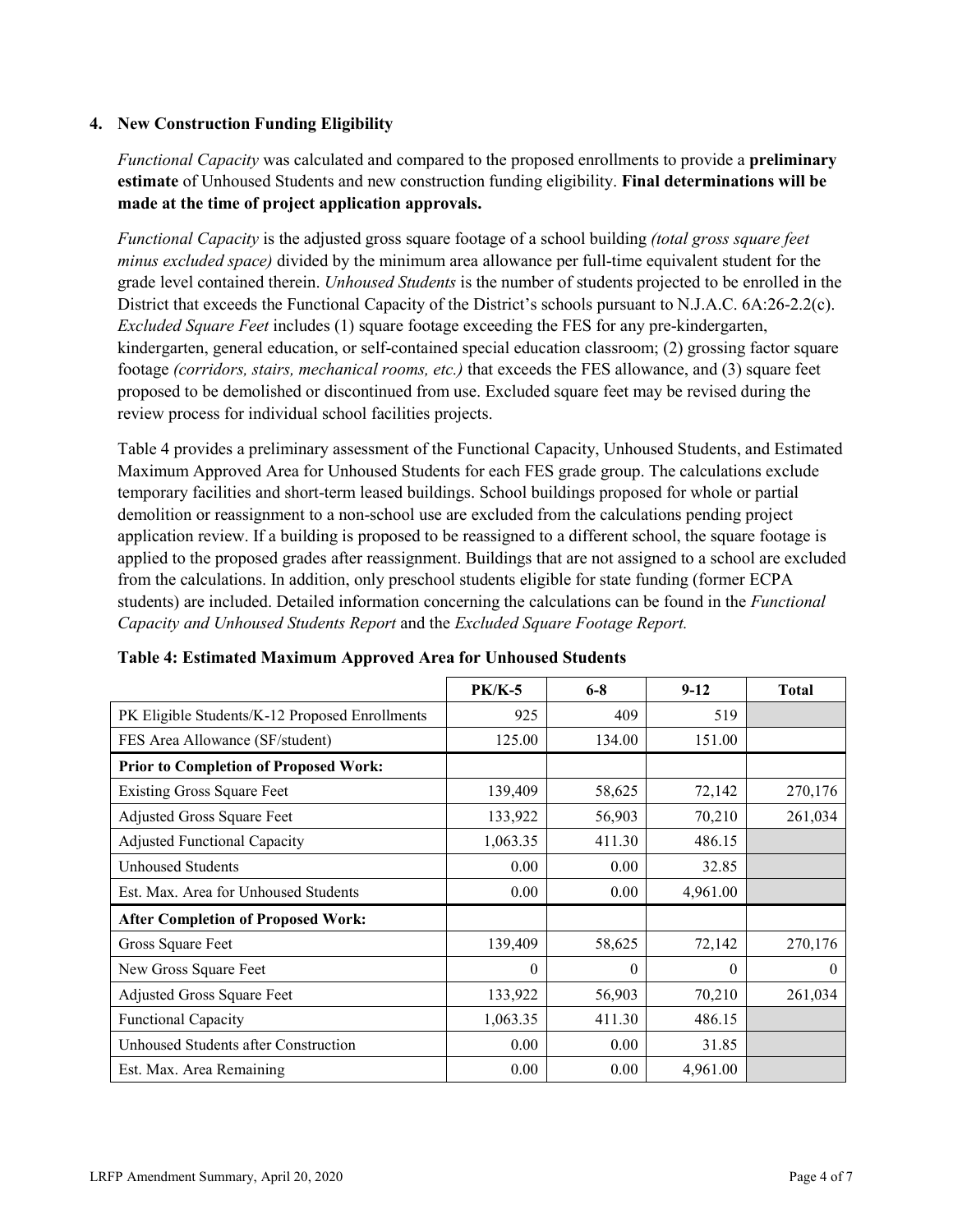### 4. New Construction Funding Eligibility

*Functional Capacity* was calculated and compared to the proposed enrollments to provide a **preliminary estimate** of Unhoused Students and new construction funding eligibility. **Final determinations will be made at the time of project application approvals.**

*Functional Capacity* is the adjusted gross square footage of a school building *(total gross square feet minus excluded space)* divided by the minimum area allowance per full-time equivalent student for the grade level contained therein. *Unhoused Students* is the number of students projected to be enrolled in the District that exceeds the Functional Capacity of the District's schools pursuant to N.J.A.C. 6A:26-2.2(c). *Excluded Square Feet* includes (1) square footage exceeding the FES for any pre-kindergarten, kindergarten, general education, or self-contained special education classroom; (2) grossing factor square footage *(corridors, stairs, mechanical rooms, etc.)* that exceeds the FES allowance, and (3) square feet proposed to be demolished or discontinued from use. Excluded square feet may be revised during the review process for individual school facilities projects.

Table 4 provides a preliminary assessment of the Functional Capacity, Unhoused Students, and Estimated Maximum Approved Area for Unhoused Students for each FES grade group. The calculations exclude temporary facilities and short-term leased buildings. School buildings proposed for whole or partial demolition or reassignment to a non-school use are excluded from the calculations pending project application review. If a building is proposed to be reassigned to a different school, the square footage is applied to the proposed grades after reassignment. Buildings that are not assigned to a school are excluded from the calculations. In addition, only preschool students eligible for state funding (former ECPA students) are included. Detailed information concerning the calculations can be found in the *Functional Capacity and Unhoused Students Report* and the *Excluded Square Footage Report.*

**Table 4: Estimated Maximum Approved Area for Unhoused Students**

| | PK/K-5 | 6-8 | 9-12 | Total |
|---|---|---|---|---|
| PK Eligible Students/K-12 Proposed Enrollments | 925 | 409 | 519 | |
| FES Area Allowance (SF/student) | 125.00 | 134.00 | 151.00 | |
| **Prior to Completion of Proposed Work:** | | | | |
| Existing Gross Square Feet | 139,409 | 58,625 | 72,142 | 270,176 |
| Adjusted Gross Square Feet | 133,922 | 56,903 | 70,210 | 261,034 |
| Adjusted Functional Capacity | 1,063.35 | 411.30 | 486.15 | |
| Unhoused Students | 0.00 | 0.00 | 32.85 | |
| Est. Max. Area for Unhoused Students | 0.00 | 0.00 | 4,961.00 | |
| **After Completion of Proposed Work:** | | | | |
| Gross Square Feet | 139,409 | 58,625 | 72,142 | 270,176 |
| New Gross Square Feet | 0 | 0 | 0 | 0 |
| Adjusted Gross Square Feet | 133,922 | 56,903 | 70,210 | 261,034 |
| Functional Capacity | 1,063.35 | 411.30 | 486.15 | |
| Unhoused Students after Construction | 0.00 | 0.00 | 31.85 | |
| Est. Max. Area Remaining | 0.00 | 0.00 | 4,961.00 | |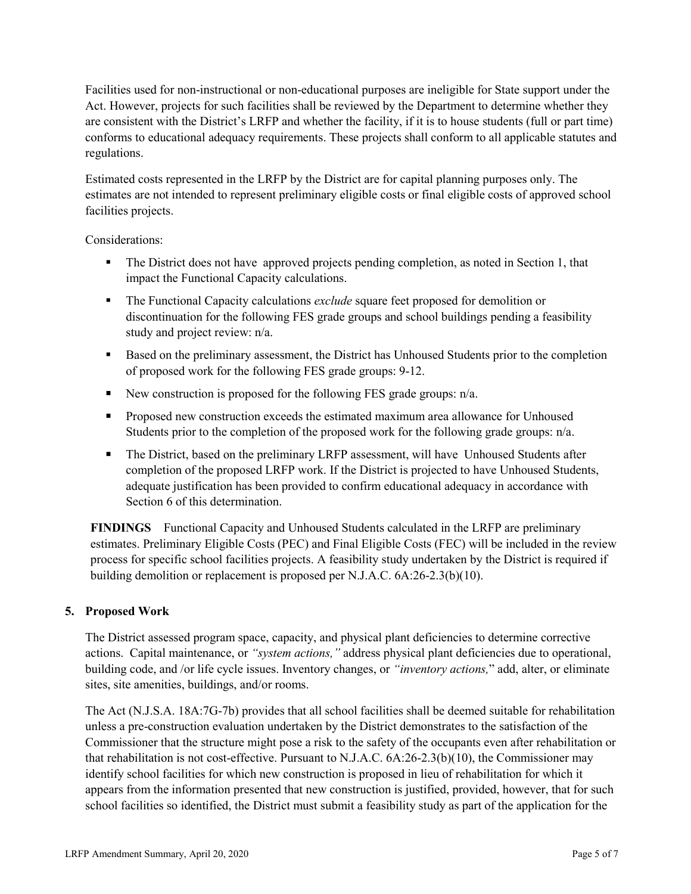Facilities used for non-instructional or non-educational purposes are ineligible for State support under the Act. However, projects for such facilities shall be reviewed by the Department to determine whether they are consistent with the District's LRFP and whether the facility, if it is to house students (full or part time) conforms to educational adequacy requirements. These projects shall conform to all applicable statutes and regulations.

Estimated costs represented in the LRFP by the District are for capital planning purposes only. The estimates are not intended to represent preliminary eligible costs or final eligible costs of approved school facilities projects.

Considerations:

- The District does not have approved projects pending completion, as noted in Section 1, that impact the Functional Capacity calculations.
- The Functional Capacity calculations *exclude* square feet proposed for demolition or discontinuation for the following FES grade groups and school buildings pending a feasibility study and project review: n/a.
- Based on the preliminary assessment, the District has Unhoused Students prior to the completion of proposed work for the following FES grade groups: 9-12.
- New construction is proposed for the following FES grade groups: n/a.
- Proposed new construction exceeds the estimated maximum area allowance for Unhoused Students prior to the completion of the proposed work for the following grade groups: n/a.
- The District, based on the preliminary LRFP assessment, will have Unhoused Students after completion of the proposed LRFP work. If the District is projected to have Unhoused Students, adequate justification has been provided to confirm educational adequacy in accordance with Section 6 of this determination.

**FINDINGS** Functional Capacity and Unhoused Students calculated in the LRFP are preliminary estimates. Preliminary Eligible Costs (PEC) and Final Eligible Costs (FEC) will be included in the review process for specific school facilities projects. A feasibility study undertaken by the District is required if building demolition or replacement is proposed per N.J.A.C. 6A:26-2.3(b)(10).

## 5. Proposed Work

The District assessed program space, capacity, and physical plant deficiencies to determine corrective actions. Capital maintenance, or *"system actions,"* address physical plant deficiencies due to operational, building code, and /or life cycle issues. Inventory changes, or *"inventory actions,"* add, alter, or eliminate sites, site amenities, buildings, and/or rooms.

The Act (N.J.S.A. 18A:7G-7b) provides that all school facilities shall be deemed suitable for rehabilitation unless a pre-construction evaluation undertaken by the District demonstrates to the satisfaction of the Commissioner that the structure might pose a risk to the safety of the occupants even after rehabilitation or that rehabilitation is not cost-effective. Pursuant to N.J.A.C. 6A:26-2.3(b)(10), the Commissioner may identify school facilities for which new construction is proposed in lieu of rehabilitation for which it appears from the information presented that new construction is justified, provided, however, that for such school facilities so identified, the District must submit a feasibility study as part of the application for the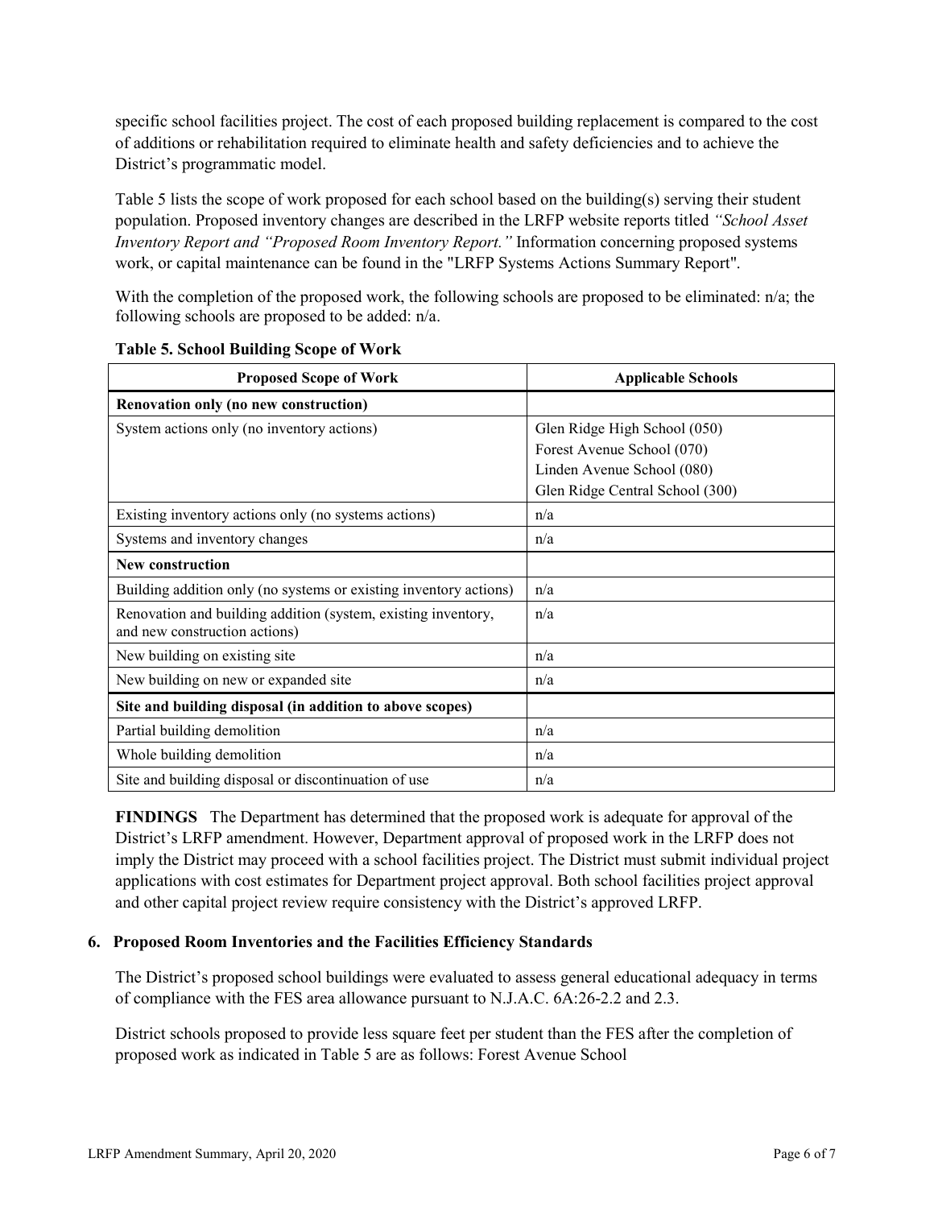specific school facilities project. The cost of each proposed building replacement is compared to the cost of additions or rehabilitation required to eliminate health and safety deficiencies and to achieve the District's programmatic model.

Table 5 lists the scope of work proposed for each school based on the building(s) serving their student population. Proposed inventory changes are described in the LRFP website reports titled *"School Asset Inventory Report and "Proposed Room Inventory Report."* Information concerning proposed systems work, or capital maintenance can be found in the "LRFP Systems Actions Summary Report".

With the completion of the proposed work, the following schools are proposed to be eliminated: n/a; the following schools are proposed to be added: n/a.

**Table 5. School Building Scope of Work**

| Proposed Scope of Work | Applicable Schools |
|---|---|
| **Renovation only (no new construction)** | |
| System actions only (no inventory actions) | Glen Ridge High School (050)<br>Forest Avenue School (070)<br>Linden Avenue School (080)<br>Glen Ridge Central School (300) |
| Existing inventory actions only (no systems actions) | n/a |
| Systems and inventory changes | n/a |
| **New construction** | |
| Building addition only (no systems or existing inventory actions) | n/a |
| Renovation and building addition (system, existing inventory, and new construction actions) | n/a |
| New building on existing site | n/a |
| New building on new or expanded site | n/a |
| **Site and building disposal (in addition to above scopes)** | |
| Partial building demolition | n/a |
| Whole building demolition | n/a |
| Site and building disposal or discontinuation of use | n/a |

**FINDINGS** The Department has determined that the proposed work is adequate for approval of the District's LRFP amendment. However, Department approval of proposed work in the LRFP does not imply the District may proceed with a school facilities project. The District must submit individual project applications with cost estimates for Department project approval. Both school facilities project approval and other capital project review require consistency with the District's approved LRFP.

### 6. Proposed Room Inventories and the Facilities Efficiency Standards

The District's proposed school buildings were evaluated to assess general educational adequacy in terms of compliance with the FES area allowance pursuant to N.J.A.C. 6A:26-2.2 and 2.3.

District schools proposed to provide less square feet per student than the FES after the completion of proposed work as indicated in Table 5 are as follows: Forest Avenue School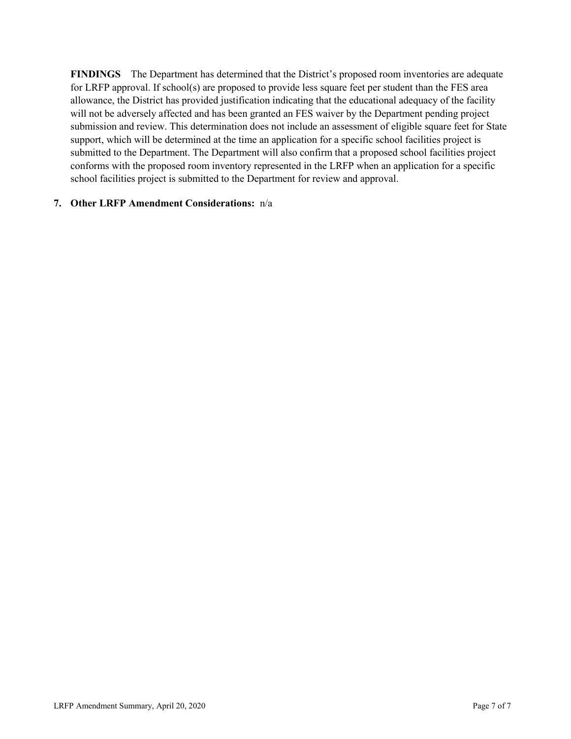**FINDINGS** The Department has determined that the District's proposed room inventories are adequate for LRFP approval. If school(s) are proposed to provide less square feet per student than the FES area allowance, the District has provided justification indicating that the educational adequacy of the facility will not be adversely affected and has been granted an FES waiver by the Department pending project submission and review. This determination does not include an assessment of eligible square feet for State support, which will be determined at the time an application for a specific school facilities project is submitted to the Department. The Department will also confirm that a proposed school facilities project conforms with the proposed room inventory represented in the LRFP when an application for a specific school facilities project is submitted to the Department for review and approval.

**7. Other LRFP Amendment Considerations:** n/a